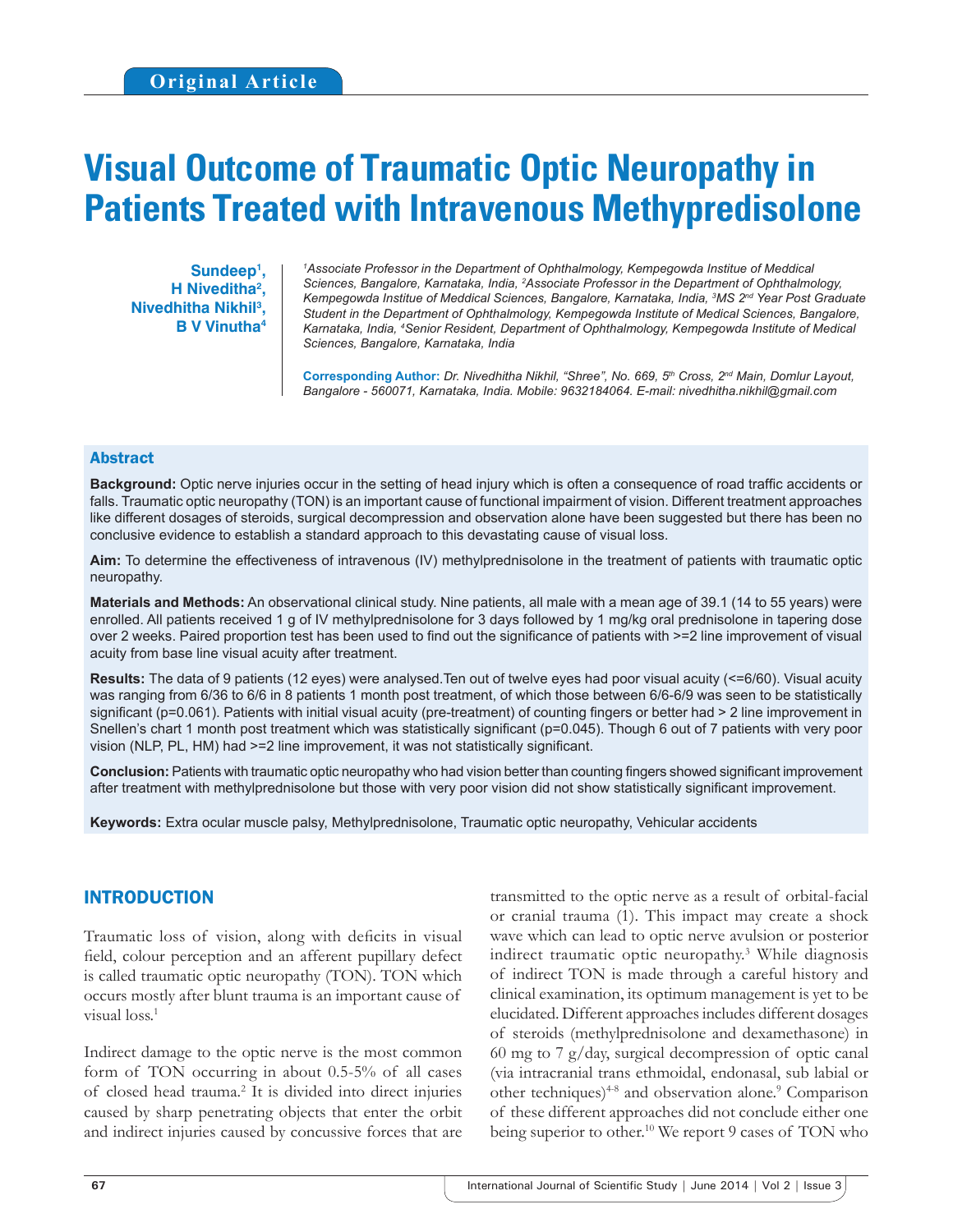Original Article

# Visual Outcome of Traumatic Optic Neuropathy in Patients Treated with Intravenous Methypredisolone

**Sundeep[1], H Niveditha[2], Nivedhitha Nikhil[3], B V Vinutha[4]**

*[1]Associate Professor in the Department of Ophthalmology, Kempegowda Institue of Meddical Sciences, Bangalore, Karnataka, India, [2]Associate Professor in the Department of Ophthalmology, Kempegowda Institue of Meddical Sciences, Bangalore, Karnataka, India, [3]MS 2nd Year Post Graduate Student in the Department of Ophthalmology, Kempegowda Institute of Medical Sciences, Bangalore, Karnataka, India, [4]Senior Resident, Department of Ophthalmology, Kempegowda Institute of Medical Sciences, Bangalore, Karnataka, India*

**Corresponding Author:** *Dr. Nivedhitha Nikhil, "Shree", No. 669, 5th Cross, 2nd Main, Domlur Layout, Bangalore - 560071, Karnataka, India. Mobile: 9632184064. E-mail: nivedhitha.nikhil@gmail.com*

## Abstract

**Background:** Optic nerve injuries occur in the setting of head injury which is often a consequence of road traffic accidents or falls. Traumatic optic neuropathy (TON) is an important cause of functional impairment of vision. Different treatment approaches like different dosages of steroids, surgical decompression and observation alone have been suggested but there has been no conclusive evidence to establish a standard approach to this devastating cause of visual loss.

**Aim:** To determine the effectiveness of intravenous (IV) methylprednisolone in the treatment of patients with traumatic optic neuropathy.

**Materials and Methods:** An observational clinical study. Nine patients, all male with a mean age of 39.1 (14 to 55 years) were enrolled. All patients received 1 g of IV methylprednisolone for 3 days followed by 1 mg/kg oral prednisolone in tapering dose over 2 weeks. Paired proportion test has been used to find out the significance of patients with >=2 line improvement of visual acuity from base line visual acuity after treatment.

**Results:** The data of 9 patients (12 eyes) were analysed.Ten out of twelve eyes had poor visual acuity (<=6/60). Visual acuity was ranging from 6/36 to 6/6 in 8 patients 1 month post treatment, of which those between 6/6-6/9 was seen to be statistically significant (p=0.061). Patients with initial visual acuity (pre-treatment) of counting fingers or better had > 2 line improvement in Snellen's chart 1 month post treatment which was statistically significant (p=0.045). Though 6 out of 7 patients with very poor vision (NLP, PL, HM) had >=2 line improvement, it was not statistically significant.

**Conclusion:** Patients with traumatic optic neuropathy who had vision better than counting fingers showed significant improvement after treatment with methylprednisolone but those with very poor vision did not show statistically significant improvement.

**Keywords:** Extra ocular muscle palsy, Methylprednisolone, Traumatic optic neuropathy, Vehicular accidents

## INTRODUCTION

Traumatic loss of vision, along with deficits in visual field, colour perception and an afferent pupillary defect is called traumatic optic neuropathy (TON). TON which occurs mostly after blunt trauma is an important cause of visual loss.[1]

Indirect damage to the optic nerve is the most common form of TON occurring in about 0.5-5% of all cases of closed head trauma.[2] It is divided into direct injuries caused by sharp penetrating objects that enter the orbit and indirect injuries caused by concussive forces that are transmitted to the optic nerve as a result of orbital-facial or cranial trauma (1). This impact may create a shock wave which can lead to optic nerve avulsion or posterior indirect traumatic optic neuropathy.[3] While diagnosis of indirect TON is made through a careful history and clinical examination, its optimum management is yet to be elucidated. Different approaches includes different dosages of steroids (methylprednisolone and dexamethasone) in 60 mg to 7 g/day, surgical decompression of optic canal (via intracranial trans ethmoidal, endonasal, sub labial or other techniques)[4-8] and observation alone.[9] Comparison of these different approaches did not conclude either one being superior to other.[10] We report 9 cases of TON who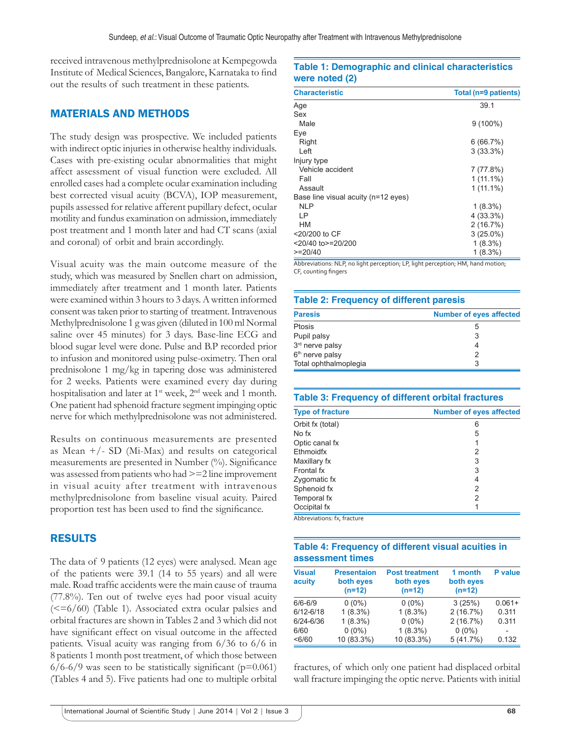received intravenous methylprednisolone at Kempegowda Institute of Medical Sciences, Bangalore, Karnataka to find out the results of such treatment in these patients.

## MATERIALS AND METHODS

The study design was prospective. We included patients with indirect optic injuries in otherwise healthy individuals. Cases with pre-existing ocular abnormalities that might affect assessment of visual function were excluded. All enrolled cases had a complete ocular examination including best corrected visual acuity (BCVA), IOP measurement, pupils assessed for relative afferent pupillary defect, ocular motility and fundus examination on admission, immediately post treatment and 1 month later and had CT scans (axial and coronal) of orbit and brain accordingly.

Visual acuity was the main outcome measure of the study, which was measured by Snellen chart on admission, immediately after treatment and 1 month later. Patients were examined within 3 hours to 3 days. A written informed consent was taken prior to starting of treatment. Intravenous Methylprednisolone 1 g was given (diluted in 100 ml Normal saline over 45 minutes) for 3 days. Base-line ECG and blood sugar level were done. Pulse and B.P recorded prior to infusion and monitored using pulse-oximetry. Then oral prednisolone 1 mg/kg in tapering dose was administered for 2 weeks. Patients were examined every day during hospitalisation and later at 1st week, 2nd week and 1 month. One patient had sphenoid fracture segment impinging optic nerve for which methylprednisolone was not administered.

Results on continuous measurements are presented as Mean +/- SD (Mi-Max) and results on categorical measurements are presented in Number (%). Significance was assessed from patients who had >=2 line improvement in visual acuity after treatment with intravenous methylprednisolone from baseline visual acuity. Paired proportion test has been used to find the significance.

## RESULTS

The data of 9 patients (12 eyes) were analysed. Mean age of the patients were 39.1 (14 to 55 years) and all were male. Road traffic accidents were the main cause of trauma (77.8%). Ten out of twelve eyes had poor visual acuity (<=6/60) (Table 1). Associated extra ocular palsies and orbital fractures are shown in Tables 2 and 3 which did not have significant effect on visual outcome in the affected patients. Visual acuity was ranging from 6/36 to 6/6 in 8 patients 1 month post treatment, of which those between 6/6-6/9 was seen to be statistically significant (p=0.061) (Tables 4 and 5). Five patients had one to multiple orbital fractures, of which only one patient had displaced orbital wall fracture impinging the optic nerve. Patients with initial

**Table 1: Demographic and clinical characteristics were noted (2)**

| Characteristic | Total (n=9 patients) |
|---|---|
| Age | 39.1 |
| Sex | |
| Male | 9 (100%) |
| Eye | |
| Right | 6 (66.7%) |
| Left | 3 (33.3%) |
| Injury type | |
| Vehicle accident | 7 (77.8%) |
| Fall | 1 (11.1%) |
| Assault | 1 (11.1%) |
| Base line visual acuity (n=12 eyes) | |
| NLP | 1 (8.3%) |
| LP | 4 (33.3%) |
| HM | 2 (16.7%) |
| <20/200 to CF | 3 (25.0%) |
| <20/40 to>=20/200 | 1 (8.3%) |
| >=20/40 | 1 (8.3%) |

Abbreviations: NLP, no light perception; LP, light perception; HM, hand motion; CF, counting fingers

**Table 2: Frequency of different paresis**

| Paresis | Number of eyes affected |
|---|---|
| Ptosis | 5 |
| Pupil palsy | 3 |
| 3rd nerve palsy | 4 |
| 6th nerve palsy | 2 |
| Total ophthalmoplegia | 3 |

**Table 3: Frequency of different orbital fractures**

| Type of fracture | Number of eyes affected |
|---|---|
| Orbit fx (total) | 6 |
| No fx | 5 |
| Optic canal fx | 1 |
| Ethmoidfx | 2 |
| Maxillary fx | 3 |
| Frontal fx | 3 |
| Zygomatic fx | 4 |
| Sphenoid fx | 2 |
| Temporal fx | 2 |
| Occipital fx | 1 |

Abbreviations: fx, fracture

**Table 4: Frequency of different visual acuities in assessment times**

| Visual acuity | Presentaion both eyes (n=12) | Post treatment both eyes (n=12) | 1 month both eyes (n=12) | P value |
|---|---|---|---|---|
| 6/6-6/9 | 0 (0%) | 0 (0%) | 3 (25%) | 0.061+ |
| 6/12-6/18 | 1 (8.3%) | 1 (8.3%) | 2 (16.7%) | 0.311 |
| 6/24-6/36 | 1 (8.3%) | 0 (0%) | 2 (16.7%) | 0.311 |
| 6/60 | 0 (0%) | 1 (8.3%) | 0 (0%) | - |
| <6/60 | 10 (83.3%) | 10 (83.3%) | 5 (41.7%) | 0.132 |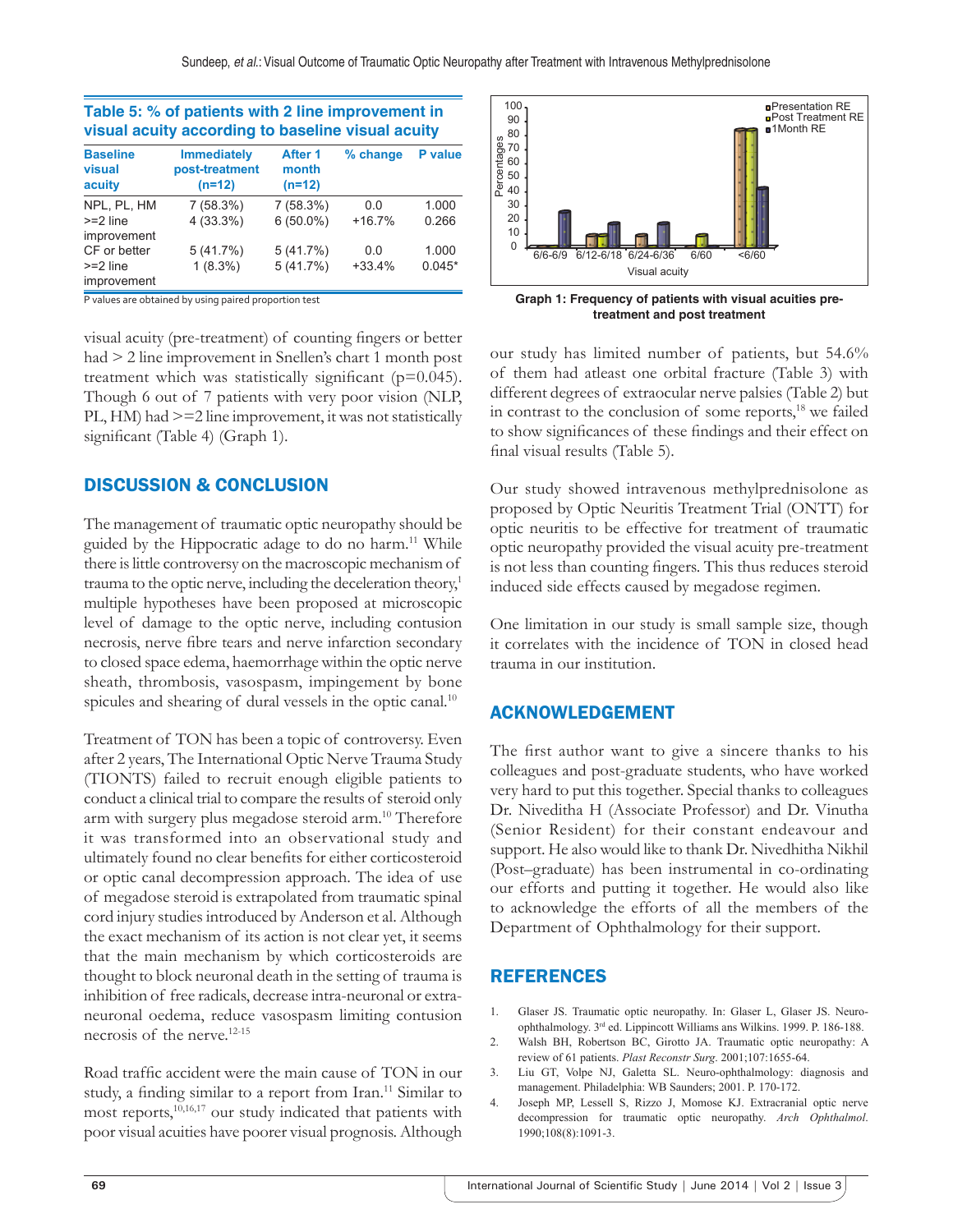**Table 5: % of patients with 2 line improvement in visual acuity according to baseline visual acuity**

| Baseline visual acuity | Immediately post-treatment (n=12) | After 1 month (n=12) | % change | P value |
|---|---|---|---|---|
| NPL, PL, HM | 7 (58.3%) | 7 (58.3%) | 0.0 | 1.000 |
| >=2 line improvement | 4 (33.3%) | 6 (50.0%) | +16.7% | 0.266 |
| CF or better | 5 (41.7%) | 5 (41.7%) | 0.0 | 1.000 |
| >=2 line improvement | 1 (8.3%) | 5 (41.7%) | +33.4% | 0.045* |

P values are obtained by using paired proportion test

visual acuity (pre-treatment) of counting fingers or better had > 2 line improvement in Snellen's chart 1 month post treatment which was statistically significant (p=0.045). Though 6 out of 7 patients with very poor vision (NLP, PL, HM) had >=2 line improvement, it was not statistically significant (Table 4) (Graph 1).

**Graph 1: Frequency of patients with visual acuities pre-treatment and post treatment**

## DISCUSSION & CONCLUSION

The management of traumatic optic neuropathy should be guided by the Hippocratic adage to do no harm.[11] While there is little controversy on the macroscopic mechanism of trauma to the optic nerve, including the deceleration theory,[1] multiple hypotheses have been proposed at microscopic level of damage to the optic nerve, including contusion necrosis, nerve fibre tears and nerve infarction secondary to closed space edema, haemorrhage within the optic nerve sheath, thrombosis, vasospasm, impingement by bone spicules and shearing of dural vessels in the optic canal.[10]

Treatment of TON has been a topic of controversy. Even after 2 years, The International Optic Nerve Trauma Study (TIONTS) failed to recruit enough eligible patients to conduct a clinical trial to compare the results of steroid only arm with surgery plus megadose steroid arm.[10] Therefore it was transformed into an observational study and ultimately found no clear benefits for either corticosteroid or optic canal decompression approach. The idea of use of megadose steroid is extrapolated from traumatic spinal cord injury studies introduced by Anderson et al. Although the exact mechanism of its action is not clear yet, it seems that the main mechanism by which corticosteroids are thought to block neuronal death in the setting of trauma is inhibition of free radicals, decrease intra-neuronal or extra-neuronal oedema, reduce vasospasm limiting contusion necrosis of the nerve.[12-15]

Road traffic accident were the main cause of TON in our study, a finding similar to a report from Iran.[11] Similar to most reports,[10,16,17] our study indicated that patients with poor visual acuities have poorer visual prognosis. Although our study has limited number of patients, but 54.6% of them had atleast one orbital fracture (Table 3) with different degrees of extraocular nerve palsies (Table 2) but in contrast to the conclusion of some reports,[18] we failed to show significances of these findings and their effect on final visual results (Table 5).

Our study showed intravenous methylprednisolone as proposed by Optic Neuritis Treatment Trial (ONTT) for optic neuritis to be effective for treatment of traumatic optic neuropathy provided the visual acuity pre-treatment is not less than counting fingers. This thus reduces steroid induced side effects caused by megadose regimen.

One limitation in our study is small sample size, though it correlates with the incidence of TON in closed head trauma in our institution.

## ACKNOWLEDGEMENT

The first author want to give a sincere thanks to his colleagues and post-graduate students, who have worked very hard to put this together. Special thanks to colleagues Dr. Niveditha H (Associate Professor) and Dr. Vinutha (Senior Resident) for their constant endeavour and support. He also would like to thank Dr. Nivedhitha Nikhil (Post–graduate) has been instrumental in co-ordinating our efforts and putting it together. He would also like to acknowledge the efforts of all the members of the Department of Ophthalmology for their support.

## REFERENCES

1. Glaser JS. Traumatic optic neuropathy. In: Glaser L, Glaser JS. Neuro-ophthalmology. 3rd ed. Lippincott Williams ans Wilkins. 1999. P. 186-188.
2. Walsh BH, Robertson BC, Girotto JA. Traumatic optic neuropathy: A review of 61 patients. *Plast Reconstr Surg*. 2001;107:1655-64.
3. Liu GT, Volpe NJ, Galetta SL. Neuro-ophthalmology: diagnosis and management. Philadelphia: WB Saunders; 2001. P. 170-172.
4. Joseph MP, Lessell S, Rizzo J, Momose KJ. Extracranial optic nerve decompression for traumatic optic neuropathy. *Arch Ophthalmol*. 1990;108(8):1091-3.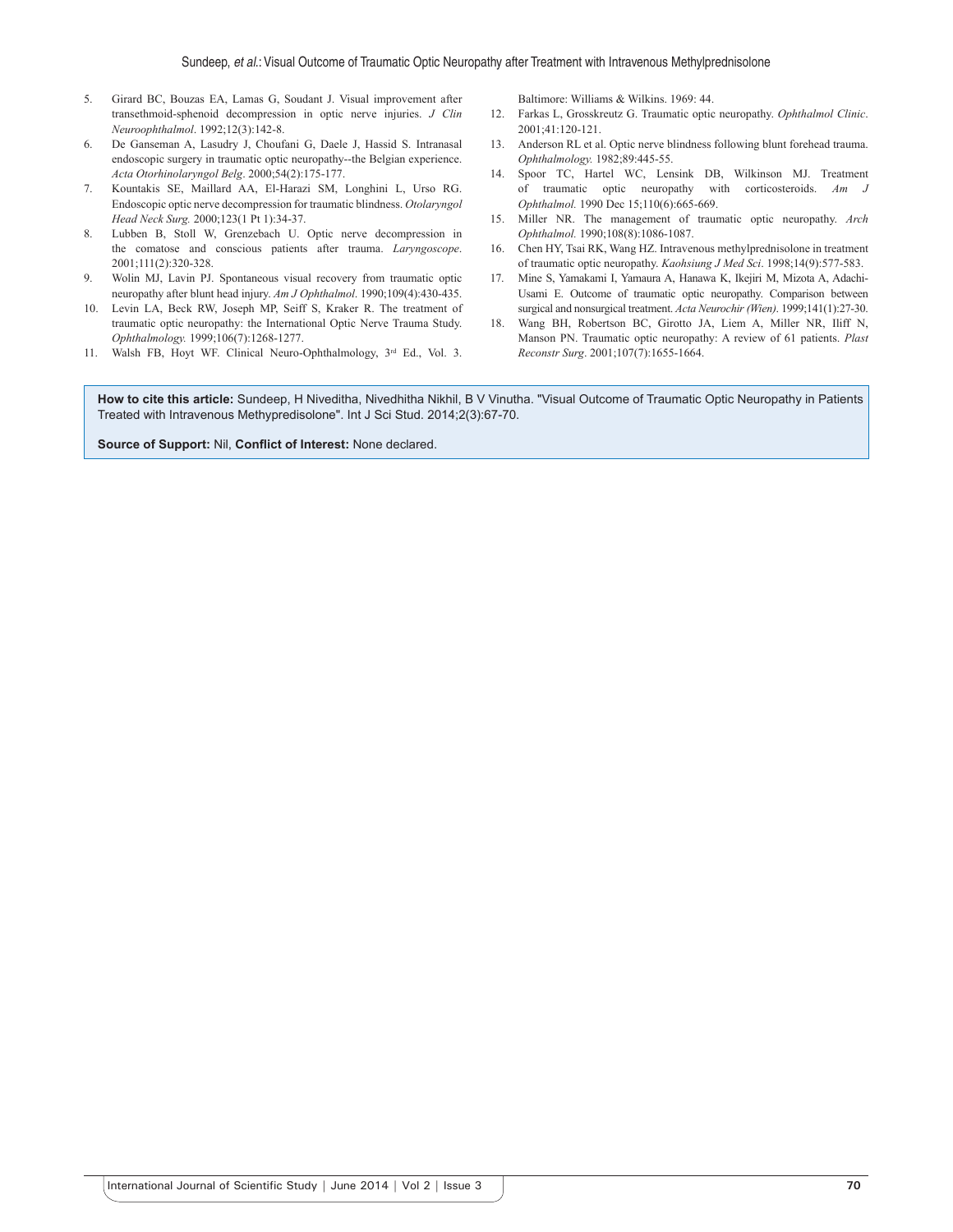5. Girard BC, Bouzas EA, Lamas G, Soudant J. Visual improvement after transethmoid-sphenoid decompression in optic nerve injuries. *J Clin Neuroophthalmol*. 1992;12(3):142-8.
6. De Ganseman A, Lasudry J, Choufani G, Daele J, Hassid S. Intranasal endoscopic surgery in traumatic optic neuropathy--the Belgian experience. *Acta Otorhinolaryngol Belg*. 2000;54(2):175-177.
7. Kountakis SE, Maillard AA, El-Harazi SM, Longhini L, Urso RG. Endoscopic optic nerve decompression for traumatic blindness. *Otolaryngol Head Neck Surg.* 2000;123(1 Pt 1):34-37.
8. Lubben B, Stoll W, Grenzebach U. Optic nerve decompression in the comatose and conscious patients after trauma. *Laryngoscope*. 2001;111(2):320-328.
9. Wolin MJ, Lavin PJ. Spontaneous visual recovery from traumatic optic neuropathy after blunt head injury. *Am J Ophthalmol*. 1990;109(4):430-435.
10. Levin LA, Beck RW, Joseph MP, Seiff S, Kraker R. The treatment of traumatic optic neuropathy: the International Optic Nerve Trauma Study. *Ophthalmology.* 1999;106(7):1268-1277.
11. Walsh FB, Hoyt WF. Clinical Neuro-Ophthalmology, 3rd Ed., Vol. 3. Baltimore: Williams & Wilkins. 1969: 44.
12. Farkas L, Grosskreutz G. Traumatic optic neuropathy. *Ophthalmol Clinic*. 2001;41:120-121.
13. Anderson RL et al. Optic nerve blindness following blunt forehead trauma. *Ophthalmology.* 1982;89:445-55.
14. Spoor TC, Hartel WC, Lensink DB, Wilkinson MJ. Treatment of traumatic optic neuropathy with corticosteroids. *Am J Ophthalmol.* 1990 Dec 15;110(6):665-669.
15. Miller NR. The management of traumatic optic neuropathy. *Arch Ophthalmol.* 1990;108(8):1086-1087.
16. Chen HY, Tsai RK, Wang HZ. Intravenous methylprednisolone in treatment of traumatic optic neuropathy. *Kaohsiung J Med Sci*. 1998;14(9):577-583.
17. Mine S, Yamakami I, Yamaura A, Hanawa K, Ikejiri M, Mizota A, Adachi-Usami E. Outcome of traumatic optic neuropathy. Comparison between surgical and nonsurgical treatment. *Acta Neurochir (Wien)*. 1999;141(1):27-30.
18. Wang BH, Robertson BC, Girotto JA, Liem A, Miller NR, Iliff N, Manson PN. Traumatic optic neuropathy: A review of 61 patients. *Plast Reconstr Surg*. 2001;107(7):1655-1664.

**How to cite this article:** Sundeep, H Niveditha, Nivedhitha Nikhil, B V Vinutha. "Visual Outcome of Traumatic Optic Neuropathy in Patients Treated with Intravenous Methypredisolone". Int J Sci Stud. 2014;2(3):67-70.

**Source of Support:** Nil, **Conflict of Interest:** None declared.